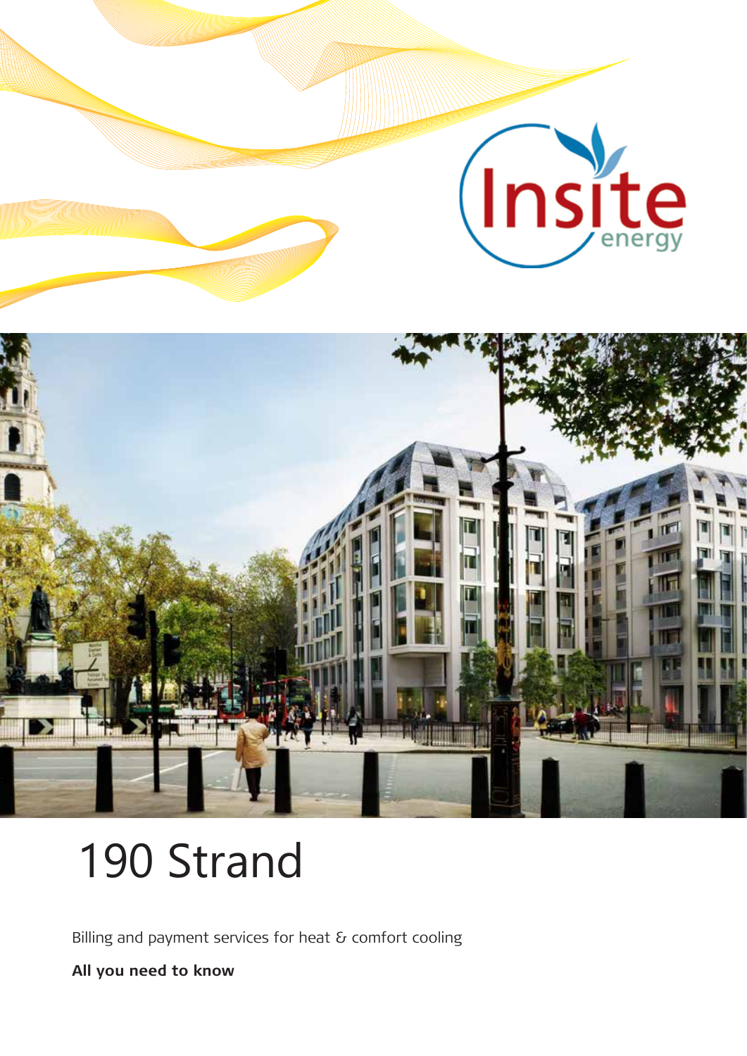Insite energy

# 190 Strand

Billing and payment services for heat & comfort cooling

**All you need to know**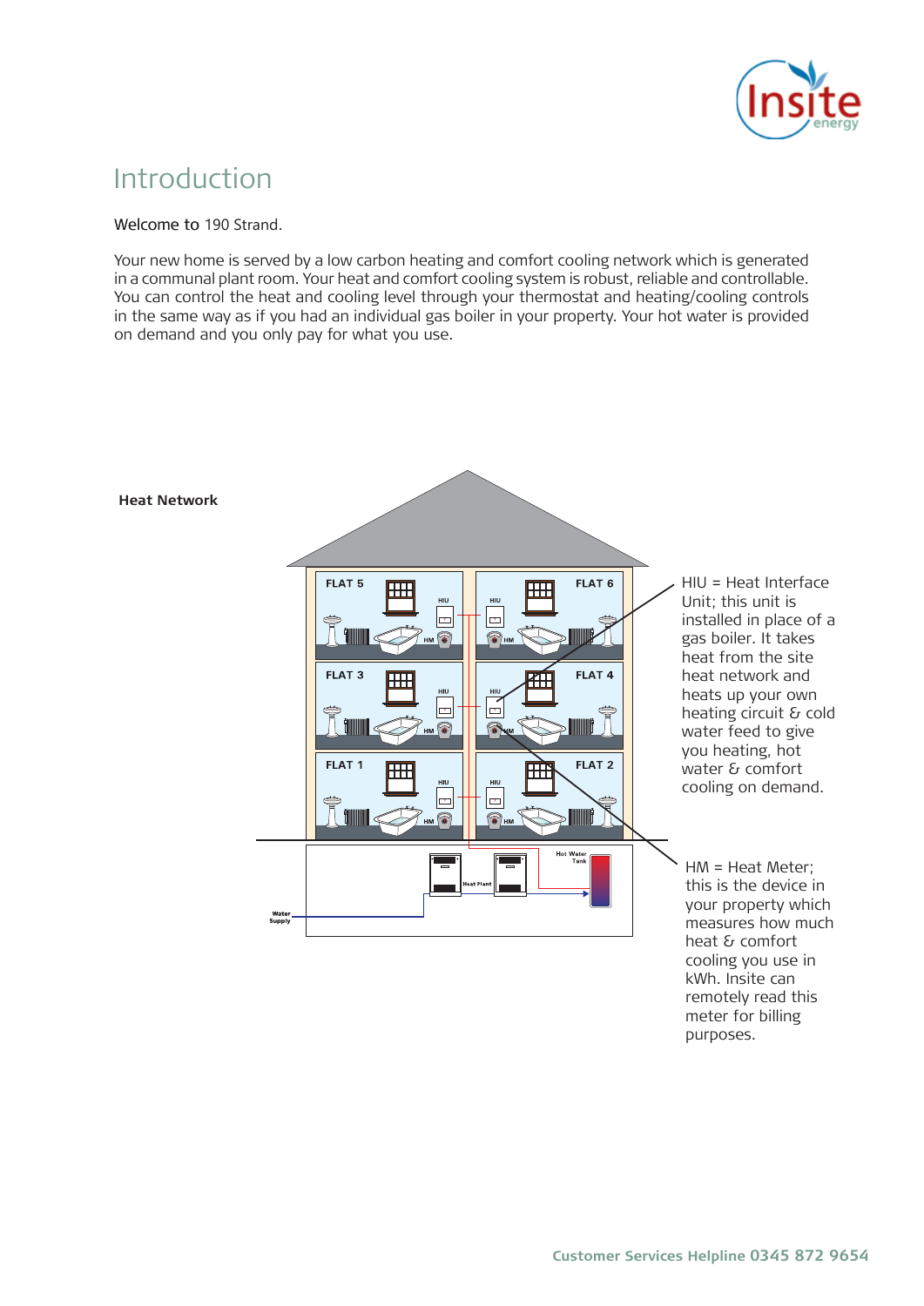# Introduction

Welcome to 190 Strand.

Your new home is served by a low carbon heating and comfort cooling network which is generated in a communal plant room. Your heat and comfort cooling system is robust, reliable and controllable. You can control the heat and cooling level through your thermostat and heating/cooling controls in the same way as if you had an individual gas boiler in your property. Your hot water is provided on demand and you only pay for what you use.

**Heat Network**

HIU = Heat Interface Unit; this unit is installed in place of a gas boiler. It takes heat from the site heat network and heats up your own heating circuit & cold water feed to give you heating, hot water & comfort cooling on demand.

HM = Heat Meter; this is the device in your property which measures how much heat & comfort cooling you use in kWh. Insite can remotely read this meter for billing purposes.

Customer Services Helpline 0345 872 9654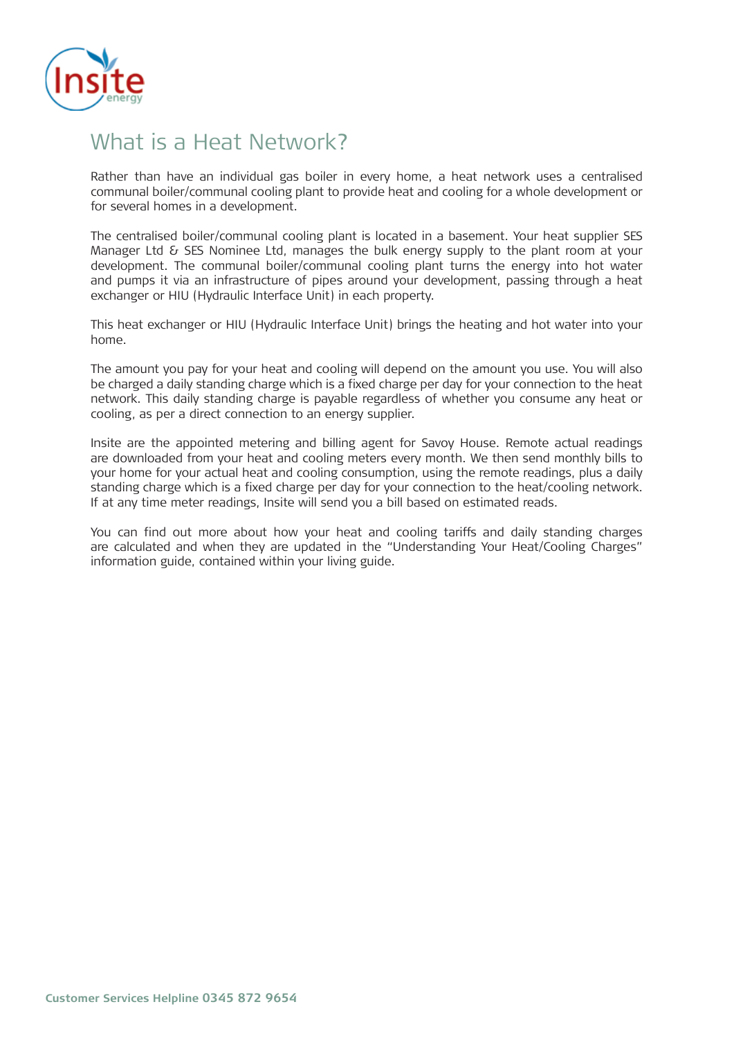# What is a Heat Network?

Rather than have an individual gas boiler in every home, a heat network uses a centralised communal boiler/communal cooling plant to provide heat and cooling for a whole development or for several homes in a development.

The centralised boiler/communal cooling plant is located in a basement. Your heat supplier SES Manager Ltd & SES Nominee Ltd, manages the bulk energy supply to the plant room at your development. The communal boiler/communal cooling plant turns the energy into hot water and pumps it via an infrastructure of pipes around your development, passing through a heat exchanger or HIU (Hydraulic Interface Unit) in each property.

This heat exchanger or HIU (Hydraulic Interface Unit) brings the heating and hot water into your home.

The amount you pay for your heat and cooling will depend on the amount you use. You will also be charged a daily standing charge which is a fixed charge per day for your connection to the heat network. This daily standing charge is payable regardless of whether you consume any heat or cooling, as per a direct connection to an energy supplier.

Insite are the appointed metering and billing agent for Savoy House. Remote actual readings are downloaded from your heat and cooling meters every month. We then send monthly bills to your home for your actual heat and cooling consumption, using the remote readings, plus a daily standing charge which is a fixed charge per day for your connection to the heat/cooling network. If at any time meter readings, Insite will send you a bill based on estimated reads.

You can find out more about how your heat and cooling tariffs and daily standing charges are calculated and when they are updated in the "Understanding Your Heat/Cooling Charges" information guide, contained within your living guide.

**Customer Services Helpline 0345 872 9654**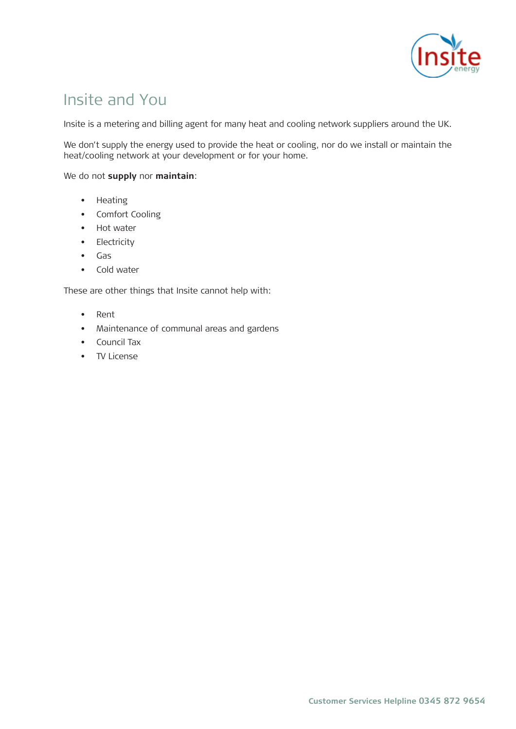# Insite and You

Insite is a metering and billing agent for many heat and cooling network suppliers around the UK.

We don't supply the energy used to provide the heat or cooling, nor do we install or maintain the heat/cooling network at your development or for your home.

We do not **supply** nor **maintain**:

- Heating
- Comfort Cooling
- Hot water
- Electricity
- Gas
- Cold water

These are other things that Insite cannot help with:

- Rent
- Maintenance of communal areas and gardens
- Council Tax
- TV License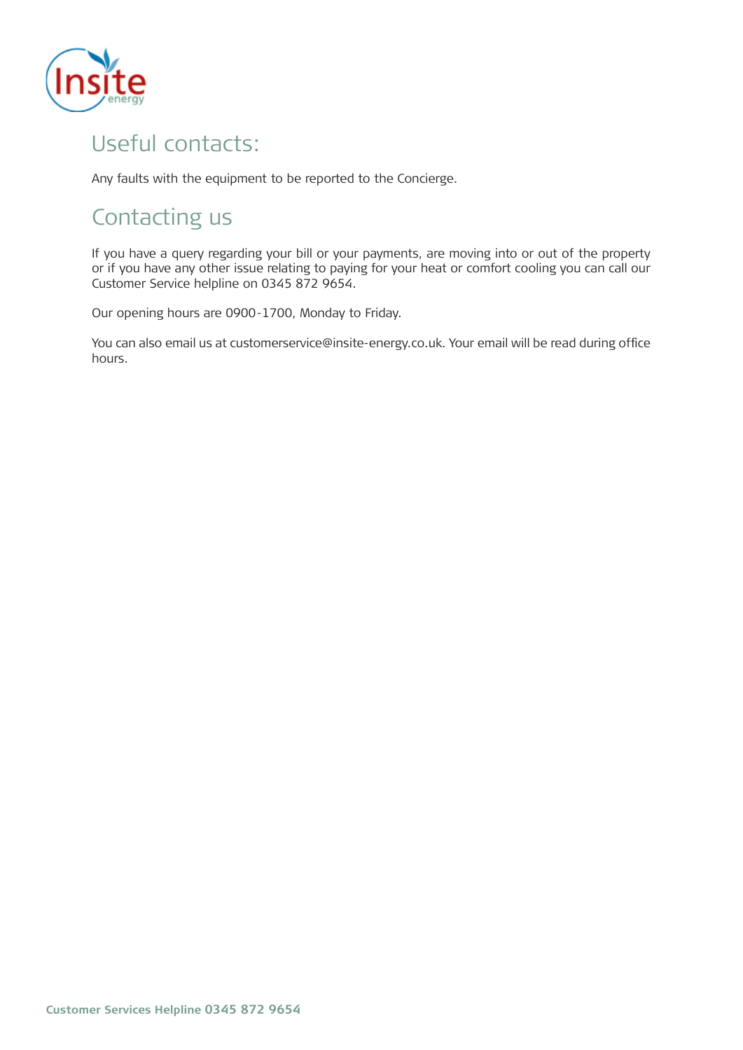## Useful contacts:

Any faults with the equipment to be reported to the Concierge.

## Contacting us

If you have a query regarding your bill or your payments, are moving into or out of the property or if you have any other issue relating to paying for your heat or comfort cooling you can call our Customer Service helpline on 0345 872 9654.

Our opening hours are 0900-1700, Monday to Friday.

You can also email us at customerservice@insite-energy.co.uk. Your email will be read during office hours.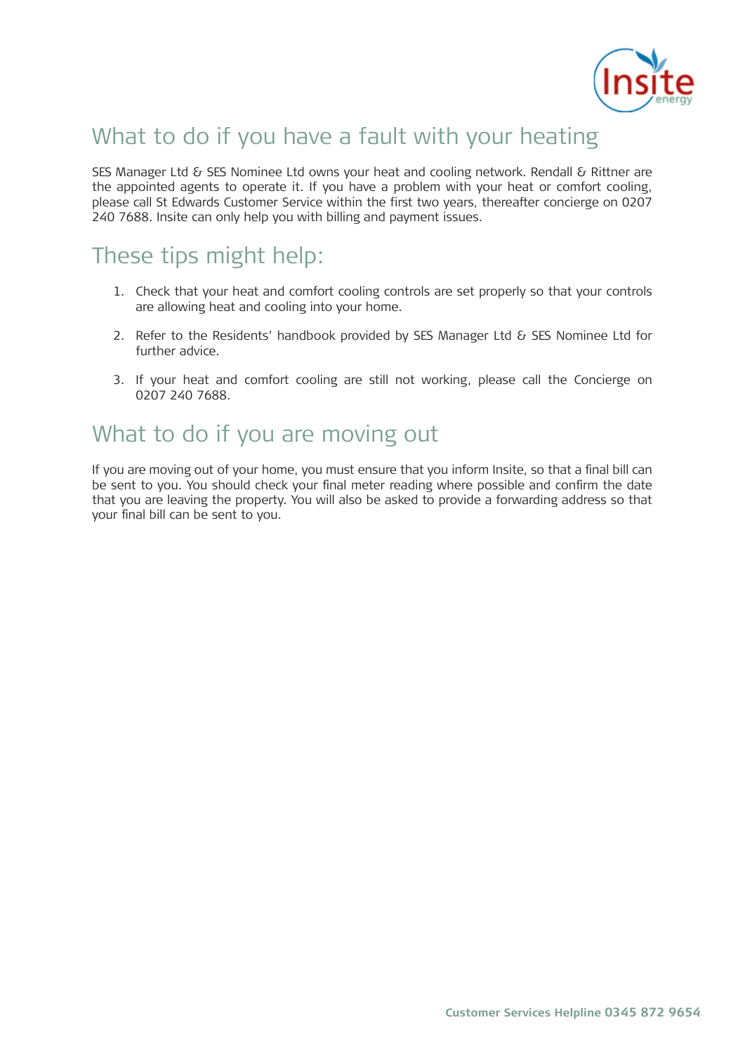## What to do if you have a fault with your heating

SES Manager Ltd & SES Nominee Ltd owns your heat and cooling network. Rendall & Rittner are the appointed agents to operate it. If you have a problem with your heat or comfort cooling, please call St Edwards Customer Service within the first two years, thereafter concierge on 0207 240 7688. Insite can only help you with billing and payment issues.

## These tips might help:

1. Check that your heat and comfort cooling controls are set properly so that your controls are allowing heat and cooling into your home.
2. Refer to the Residents' handbook provided by SES Manager Ltd & SES Nominee Ltd for further advice.
3. If your heat and comfort cooling are still not working, please call the Concierge on 0207 240 7688.

## What to do if you are moving out

If you are moving out of your home, you must ensure that you inform Insite, so that a final bill can be sent to you. You should check your final meter reading where possible and confirm the date that you are leaving the property. You will also be asked to provide a forwarding address so that your final bill can be sent to you.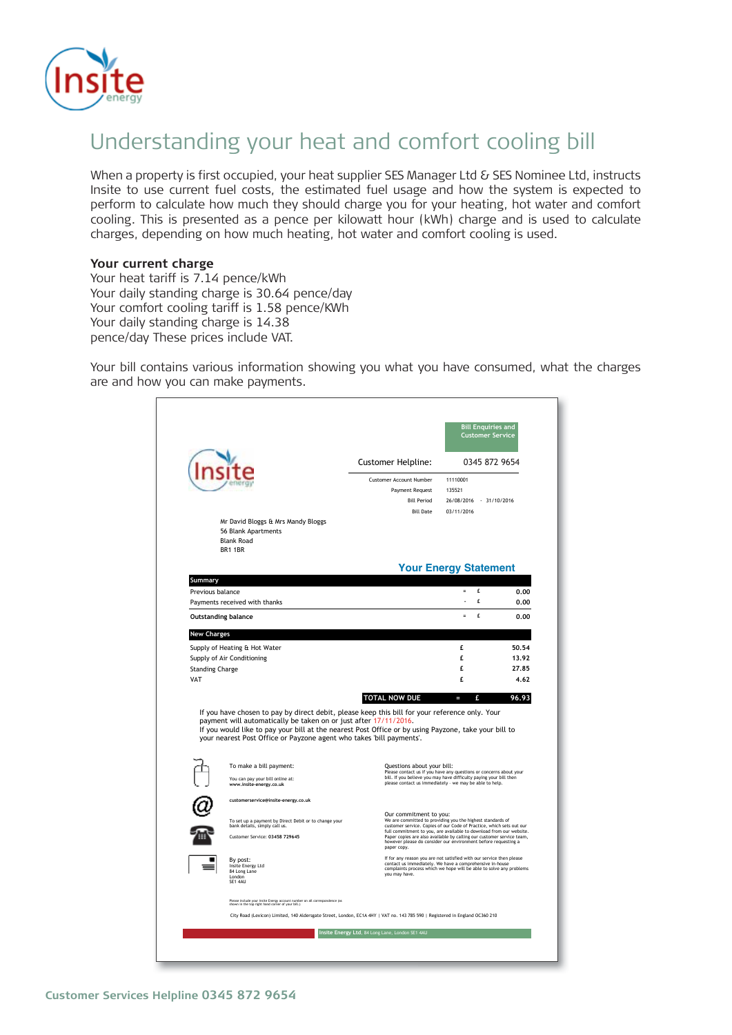# Understanding your heat and comfort cooling bill

When a property is first occupied, your heat supplier SES Manager Ltd & SES Nominee Ltd, instructs Insite to use current fuel costs, the estimated fuel usage and how the system is expected to perform to calculate how much they should charge you for your heating, hot water and comfort cooling. This is presented as a pence per kilowatt hour (kWh) charge and is used to calculate charges, depending on how much heating, hot water and comfort cooling is used.

**Your current charge**

Your heat tariff is 7.14 pence/kWh
Your daily standing charge is 30.64 pence/day
Your comfort cooling tariff is 1.58 pence/KWh
Your daily standing charge is 14.38
pence/day These prices include VAT.

Your bill contains various information showing you what you have consumed, what the charges are and how you can make payments.

Bill Enquiries and Customer Service

Customer Helpline: 0345 872 9654

| | |
|---|---|
| Customer Account Number | 11110001 |
| Payment Request | 135521 |
| Bill Period | 26/08/2016 - 31/10/2016 |
| Bill Date | 03/11/2016 |

Mr David Bloggs & Mrs Mandy Bloggs
56 Blank Apartments
Blank Road
BR1 1BR

## Your Energy Statement

| Summary | | | |
|---|---|---|---|
| Previous balance | = | £ | 0.00 |
| Payments received with thanks | - | £ | 0.00 |
| Outstanding balance | = | £ | 0.00 |

| New Charges | | |
|---|---|---|
| Supply of Heating & Hot Water | £ | 50.54 |
| Supply of Air Conditioning | £ | 13.92 |
| Standing Charge | £ | 27.85 |
| VAT | £ | 4.62 |
| TOTAL NOW DUE = | £ | 96.93 |

If you have chosen to pay by direct debit, please keep this bill for your reference only. Your payment will automatically be taken on or just after 17/11/2016.
If you would like to pay your bill at the nearest Post Office or by using Payzone, take your bill to your nearest Post Office or Payzone agent who takes 'bill payments'.

To make a bill payment:

You can pay your bill online at:
www.insite-energy.co.uk

customerservice@insite-energy.co.uk

To set up a payment by Direct Debit or to change your bank details, simply call us.

Customer Service: 03458 729645

By post:
Insite Energy Ltd
84 Long Lane
London
SE1 4AU

Please include your Insite Energy account number on all correspondence (as shown in the top right hand corner of your bill.)

Questions about your bill:
Please contact us if you have any questions or concerns about your bill. If you believe you may have difficulty paying your bill then please contact us immediately - we may be able to help.

Our commitment to you:
We are committed to providing you the highest standards of customer service. Copies of our Code of Practice, which sets out our full commitment to you, are available to download from our website. Paper copies are also available by calling our customer service team, however please do consider our environment before requesting a paper copy.

If for any reason you are not satisfied with our service then please contact us immediately. We have a comprehensive in-house complaints process which we hope will be able to solve any problems you may have.

City Road (Lexicon) Limited, 140 Aldersgate Street, London, EC1A 4HY | VAT no. 143 785 590 | Registered in England OC360 210

Insite Energy Ltd, 84 Long Lane, London SE1 4AU

**Customer Services Helpline 0345 872 9654**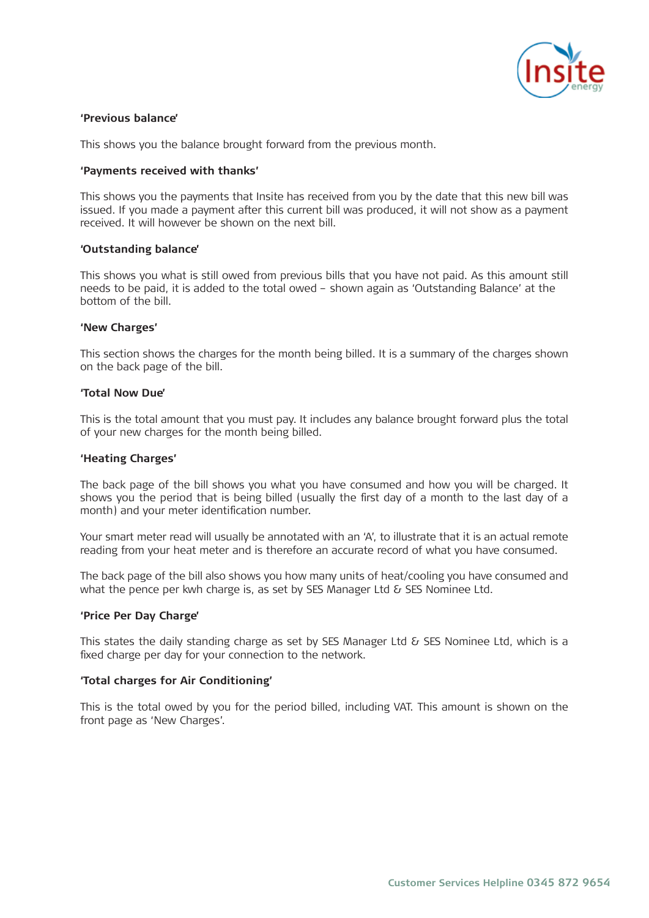**'Previous balance'**

This shows you the balance brought forward from the previous month.

**'Payments received with thanks'**

This shows you the payments that Insite has received from you by the date that this new bill was issued. If you made a payment after this current bill was produced, it will not show as a payment received. It will however be shown on the next bill.

**'Outstanding balance'**

This shows you what is still owed from previous bills that you have not paid. As this amount still needs to be paid, it is added to the total owed – shown again as 'Outstanding Balance' at the bottom of the bill.

**'New Charges'**

This section shows the charges for the month being billed. It is a summary of the charges shown on the back page of the bill.

**'Total Now Due'**

This is the total amount that you must pay. It includes any balance brought forward plus the total of your new charges for the month being billed.

**'Heating Charges'**

The back page of the bill shows you what you have consumed and how you will be charged. It shows you the period that is being billed (usually the first day of a month to the last day of a month) and your meter identification number.

Your smart meter read will usually be annotated with an 'A', to illustrate that it is an actual remote reading from your heat meter and is therefore an accurate record of what you have consumed.

The back page of the bill also shows you how many units of heat/cooling you have consumed and what the pence per kwh charge is, as set by SES Manager Ltd & SES Nominee Ltd.

**'Price Per Day Charge'**

This states the daily standing charge as set by SES Manager Ltd & SES Nominee Ltd, which is a fixed charge per day for your connection to the network.

**'Total charges for Air Conditioning'**

This is the total owed by you for the period billed, including VAT. This amount is shown on the front page as 'New Charges'.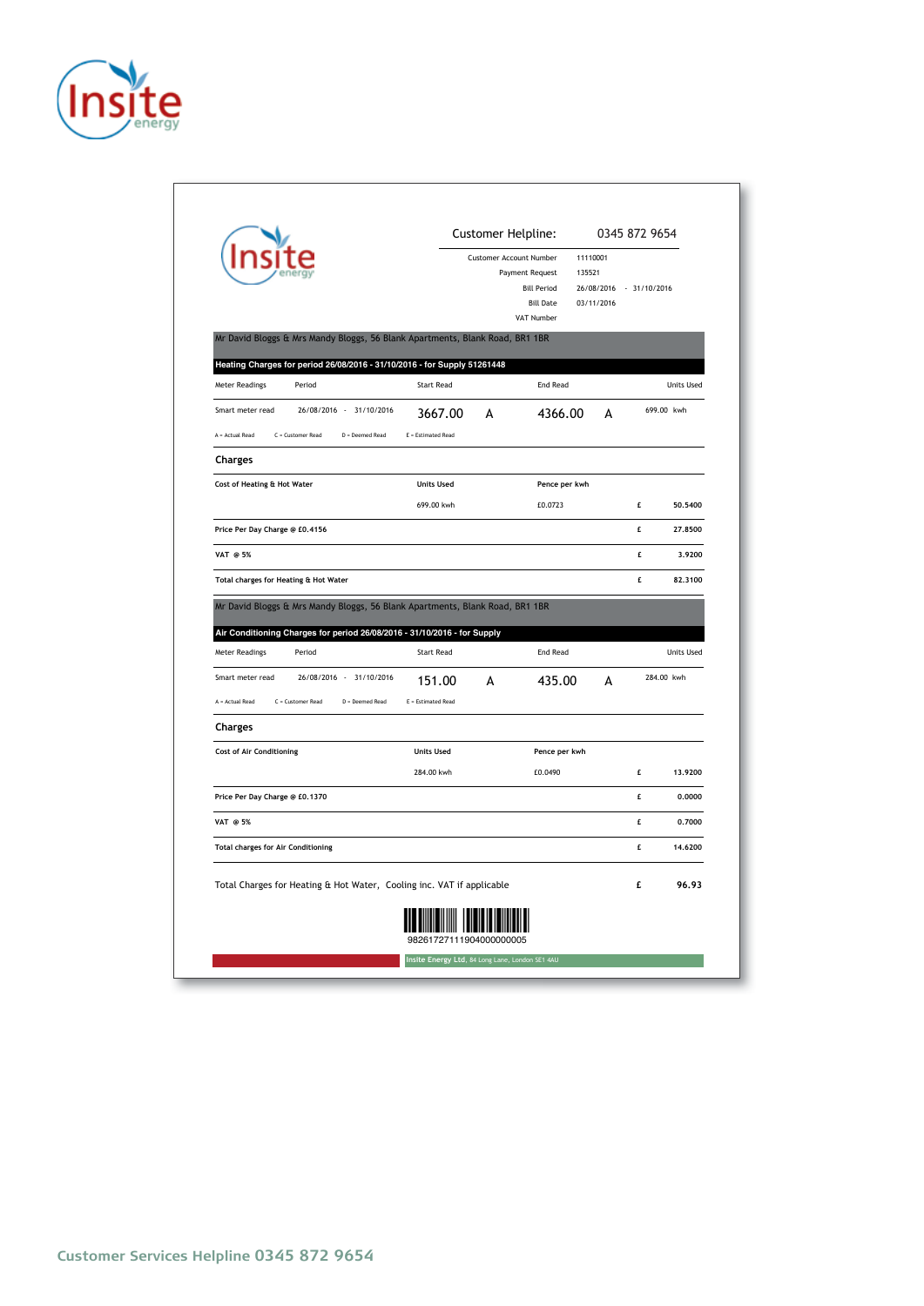Customer Helpline: 0345 872 9654

| | |
|---|---|
| Customer Account Number | 11110001 |
| Payment Request | 135521 |
| Bill Period | 26/08/2016 - 31/10/2016 |
| Bill Date | 03/11/2016 |
| VAT Number | |

Mr David Bloggs & Mrs Mandy Bloggs, 56 Blank Apartments, Blank Road, BR1 1BR

**Heating Charges for period 26/08/2016 - 31/10/2016 - for Supply 51261448**

| Meter Readings | Period | Start Read | | End Read | | Units Used |
|---|---|---|---|---|---|---|
| Smart meter read | 26/08/2016 - 31/10/2016 | 3667.00 | A | 4366.00 | A | 699.00 kwh |

A = Actual Read C = Customer Read D = Deemed Read E = Estimated Read

**Charges**

| Cost of Heating & Hot Water | Units Used | Pence per kwh | | |
|---|---|---|---|---|
| | 699.00 kwh | £0.0723 | £ | 50.5400 |
| Price Per Day Charge @ £0.4156 | | | £ | 27.8500 |
| VAT @ 5% | | | £ | 3.9200 |
| Total charges for Heating & Hot Water | | | £ | 82.3100 |

Mr David Bloggs & Mrs Mandy Bloggs, 56 Blank Apartments, Blank Road, BR1 1BR

**Air Conditioning Charges for period 26/08/2016 - 31/10/2016 - for Supply**

| Meter Readings | Period | Start Read | | End Read | | Units Used |
|---|---|---|---|---|---|---|
| Smart meter read | 26/08/2016 - 31/10/2016 | 151.00 | A | 435.00 | A | 284.00 kwh |

A = Actual Read C = Customer Read D = Deemed Read E = Estimated Read

**Charges**

| Cost of Air Conditioning | Units Used | Pence per kwh | | |
|---|---|---|---|---|
| | 284.00 kwh | £0.0490 | £ | 13.9200 |
| Price Per Day Charge @ £0.1370 | | | £ | 0.0000 |
| VAT @ 5% | | | £ | 0.7000 |
| Total charges for Air Conditioning | | | £ | 14.6200 |

Total Charges for Heating & Hot Water, Cooling inc. VAT if applicable **£ 96.93**

98261727111904000000005

**Insite Energy Ltd.** 84 Long Lane, London SE1 4AU

Customer Services Helpline 0345 872 9654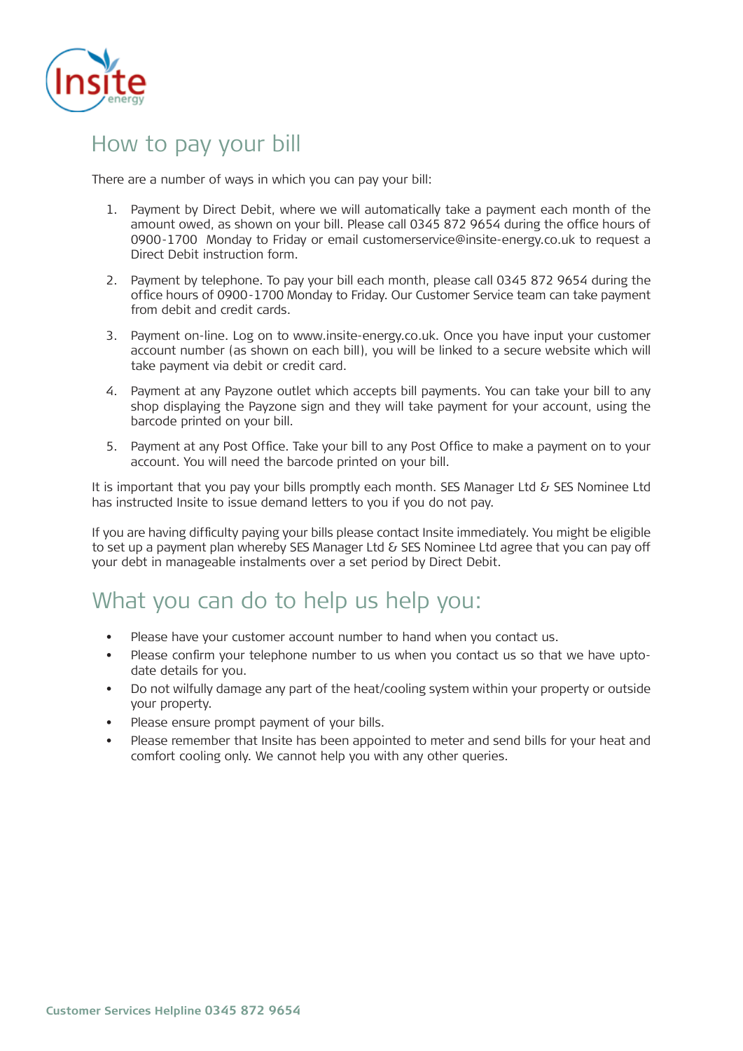# How to pay your bill

There are a number of ways in which you can pay your bill:

1. Payment by Direct Debit, where we will automatically take a payment each month of the amount owed, as shown on your bill. Please call 0345 872 9654 during the office hours of 0900-1700 Monday to Friday or email customerservice@insite-energy.co.uk to request a Direct Debit instruction form.

2. Payment by telephone. To pay your bill each month, please call 0345 872 9654 during the office hours of 0900-1700 Monday to Friday. Our Customer Service team can take payment from debit and credit cards.

3. Payment on-line. Log on to www.insite-energy.co.uk. Once you have input your customer account number (as shown on each bill), you will be linked to a secure website which will take payment via debit or credit card.

4. Payment at any Payzone outlet which accepts bill payments. You can take your bill to any shop displaying the Payzone sign and they will take payment for your account, using the barcode printed on your bill.

5. Payment at any Post Office. Take your bill to any Post Office to make a payment on to your account. You will need the barcode printed on your bill.

It is important that you pay your bills promptly each month. SES Manager Ltd & SES Nominee Ltd has instructed Insite to issue demand letters to you if you do not pay.

If you are having difficulty paying your bills please contact Insite immediately. You might be eligible to set up a payment plan whereby SES Manager Ltd & SES Nominee Ltd agree that you can pay off your debt in manageable instalments over a set period by Direct Debit.

# What you can do to help us help you:

- Please have your customer account number to hand when you contact us.
- Please confirm your telephone number to us when you contact us so that we have upto-date details for you.
- Do not wilfully damage any part of the heat/cooling system within your property or outside your property.
- Please ensure prompt payment of your bills.
- Please remember that Insite has been appointed to meter and send bills for your heat and comfort cooling only. We cannot help you with any other queries.

**Customer Services Helpline 0345 872 9654**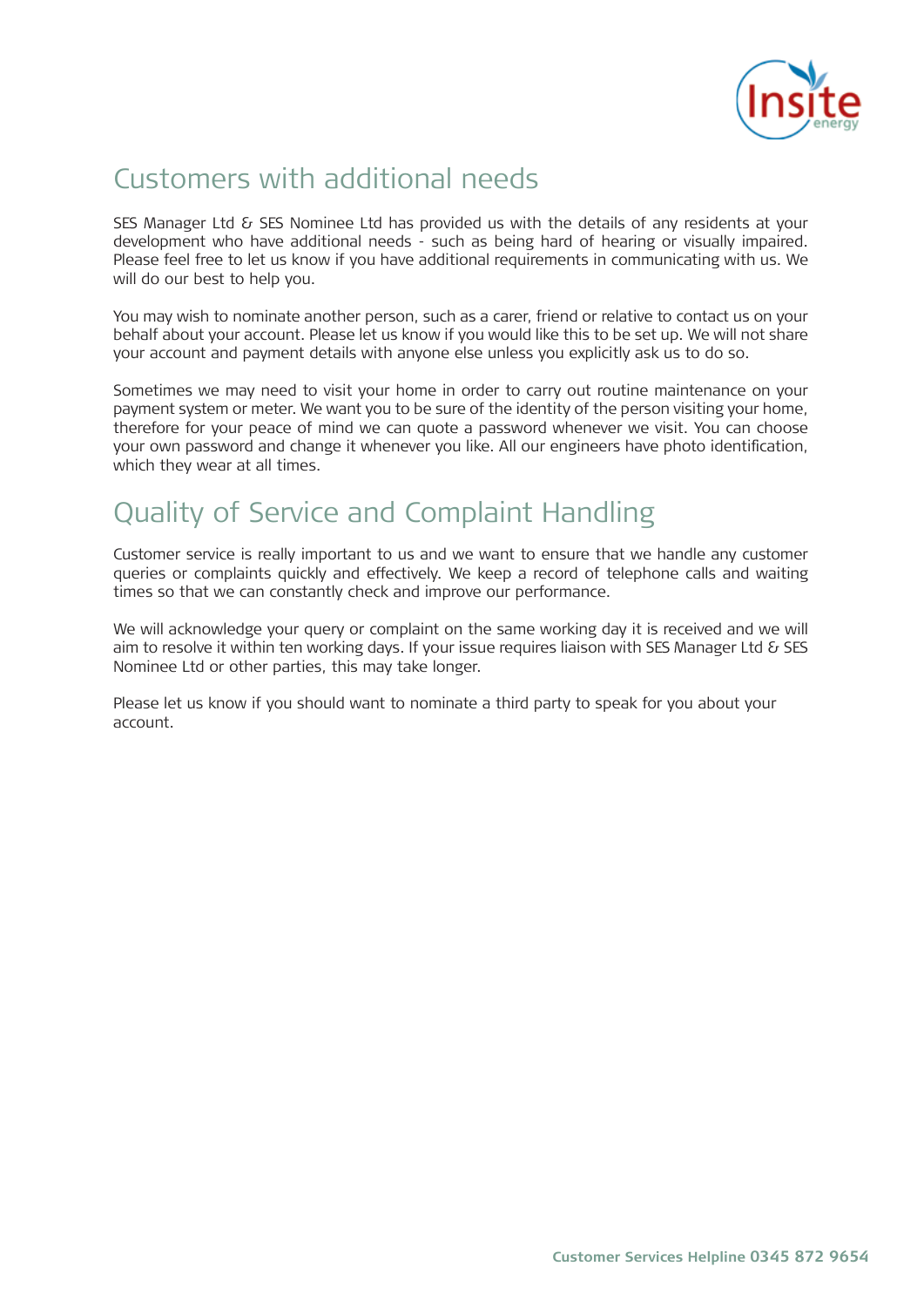## Customers with additional needs

SES Manager Ltd & SES Nominee Ltd has provided us with the details of any residents at your development who have additional needs - such as being hard of hearing or visually impaired. Please feel free to let us know if you have additional requirements in communicating with us. We will do our best to help you.

You may wish to nominate another person, such as a carer, friend or relative to contact us on your behalf about your account. Please let us know if you would like this to be set up. We will not share your account and payment details with anyone else unless you explicitly ask us to do so.

Sometimes we may need to visit your home in order to carry out routine maintenance on your payment system or meter. We want you to be sure of the identity of the person visiting your home, therefore for your peace of mind we can quote a password whenever we visit. You can choose your own password and change it whenever you like. All our engineers have photo identification, which they wear at all times.

## Quality of Service and Complaint Handling

Customer service is really important to us and we want to ensure that we handle any customer queries or complaints quickly and effectively. We keep a record of telephone calls and waiting times so that we can constantly check and improve our performance.

We will acknowledge your query or complaint on the same working day it is received and we will aim to resolve it within ten working days. If your issue requires liaison with SES Manager Ltd & SES Nominee Ltd or other parties, this may take longer.

Please let us know if you should want to nominate a third party to speak for you about your account.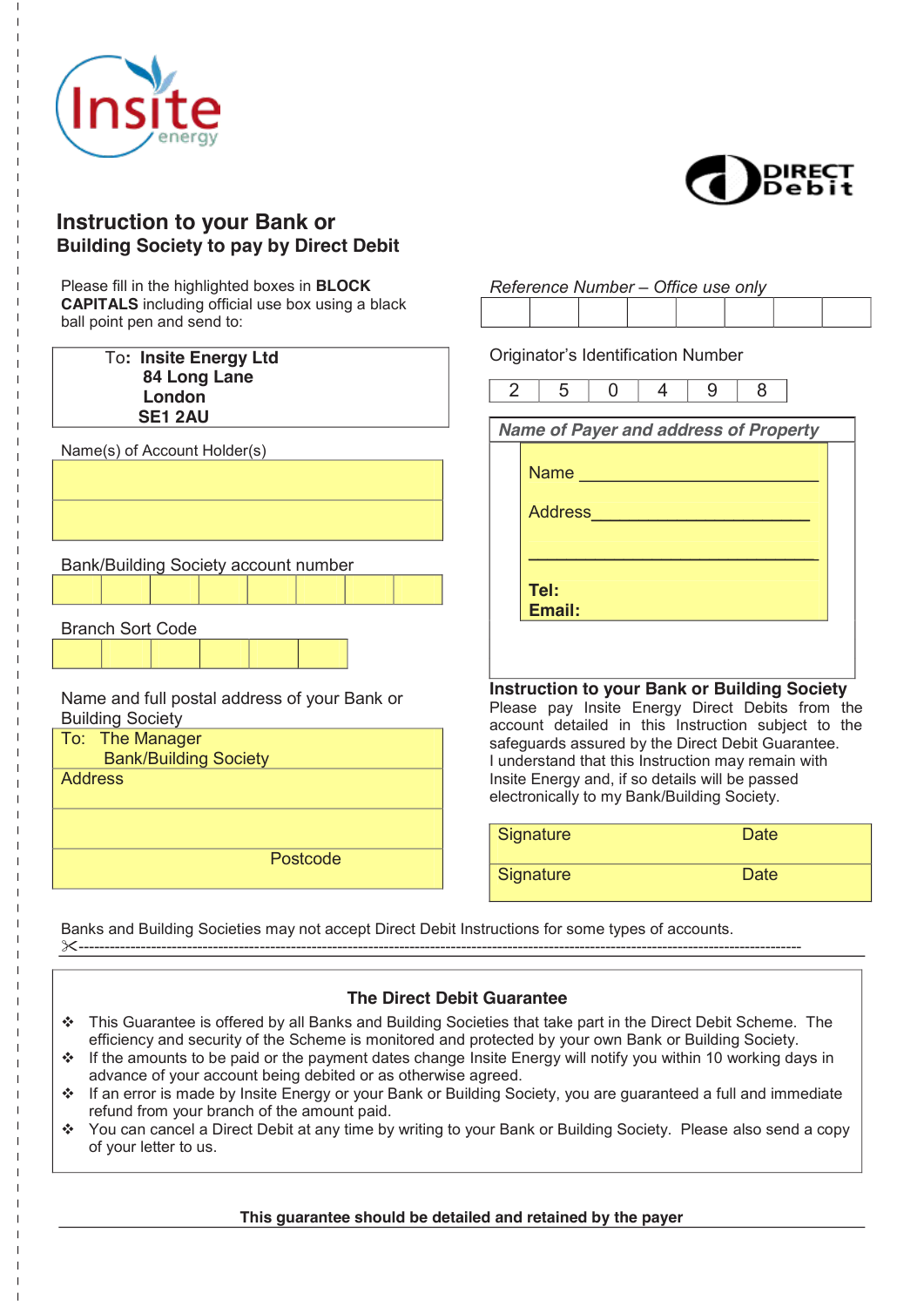Insite energy

DIRECT Debit

# Instruction to your Bank or Building Society to pay by Direct Debit

Please fill in the highlighted boxes in **BLOCK CAPITALS** including official use box using a black ball point pen and send to:

**To: Insite Energy Ltd**
**84 Long Lane**
**London**
**SE1 2AU**

Name(s) of Account Holder(s)

|  |
|---|
|  |
|  |

Bank/Building Society account number

|  |  |  |  |  |  |  |  |
|---|---|---|---|---|---|---|---|
|  |  |  |  |  |  |  |  |

Branch Sort Code

|  |  |  |  |  |  |
|---|---|---|---|---|---|
|  |  |  |  |  |  |

Name and full postal address of your Bank or Building Society

To: The Manager
Bank/Building Society

Address

Postcode

*Reference Number – Office use only*

|  |  |  |  |  |  |  |  |
|---|---|---|---|---|---|---|---|
|  |  |  |  |  |  |  |  |

Originator's Identification Number

| 2 | 5 | 0 | 4 | 9 | 8 |
|---|---|---|---|---|---|

*Name of Payer and address of Property*

Name ___________________________

Address_________________________

________________________________

**Tel:**
**Email:**

**Instruction to your Bank or Building Society**
Please pay Insite Energy Direct Debits from the account detailed in this Instruction subject to the safeguards assured by the Direct Debit Guarantee.
I understand that this Instruction may remain with Insite Energy and, if so details will be passed electronically to my Bank/Building Society.

| Signature | Date |
|---|---|
| Signature | Date |

Banks and Building Societies may not accept Direct Debit Instructions for some types of accounts.

✂------------------------------------------------------------------------------------------------

## The Direct Debit Guarantee

- This Guarantee is offered by all Banks and Building Societies that take part in the Direct Debit Scheme. The efficiency and security of the Scheme is monitored and protected by your own Bank or Building Society.
- If the amounts to be paid or the payment dates change Insite Energy will notify you within 10 working days in advance of your account being debited or as otherwise agreed.
- If an error is made by Insite Energy or your Bank or Building Society, you are guaranteed a full and immediate refund from your branch of the amount paid.
- You can cancel a Direct Debit at any time by writing to your Bank or Building Society. Please also send a copy of your letter to us.

**This guarantee should be detailed and retained by the payer**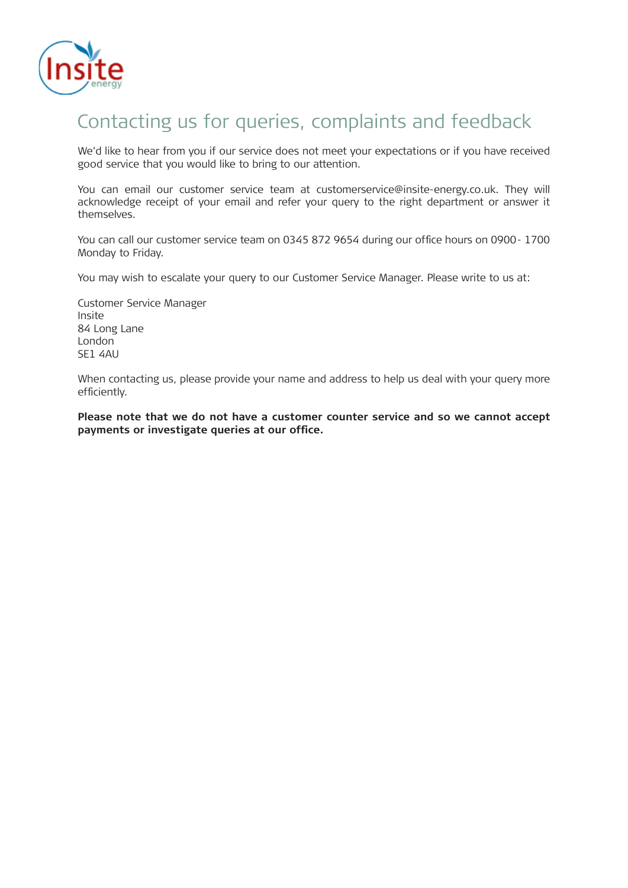# Contacting us for queries, complaints and feedback

We'd like to hear from you if our service does not meet your expectations or if you have received good service that you would like to bring to our attention.

You can email our customer service team at customerservice@insite-energy.co.uk. They will acknowledge receipt of your email and refer your query to the right department or answer it themselves.

You can call our customer service team on 0345 872 9654 during our office hours on 0900- 1700 Monday to Friday.

You may wish to escalate your query to our Customer Service Manager. Please write to us at:

Customer Service Manager
Insite
84 Long Lane
London
SE1 4AU

When contacting us, please provide your name and address to help us deal with your query more efficiently.

**Please note that we do not have a customer counter service and so we cannot accept payments or investigate queries at our office.**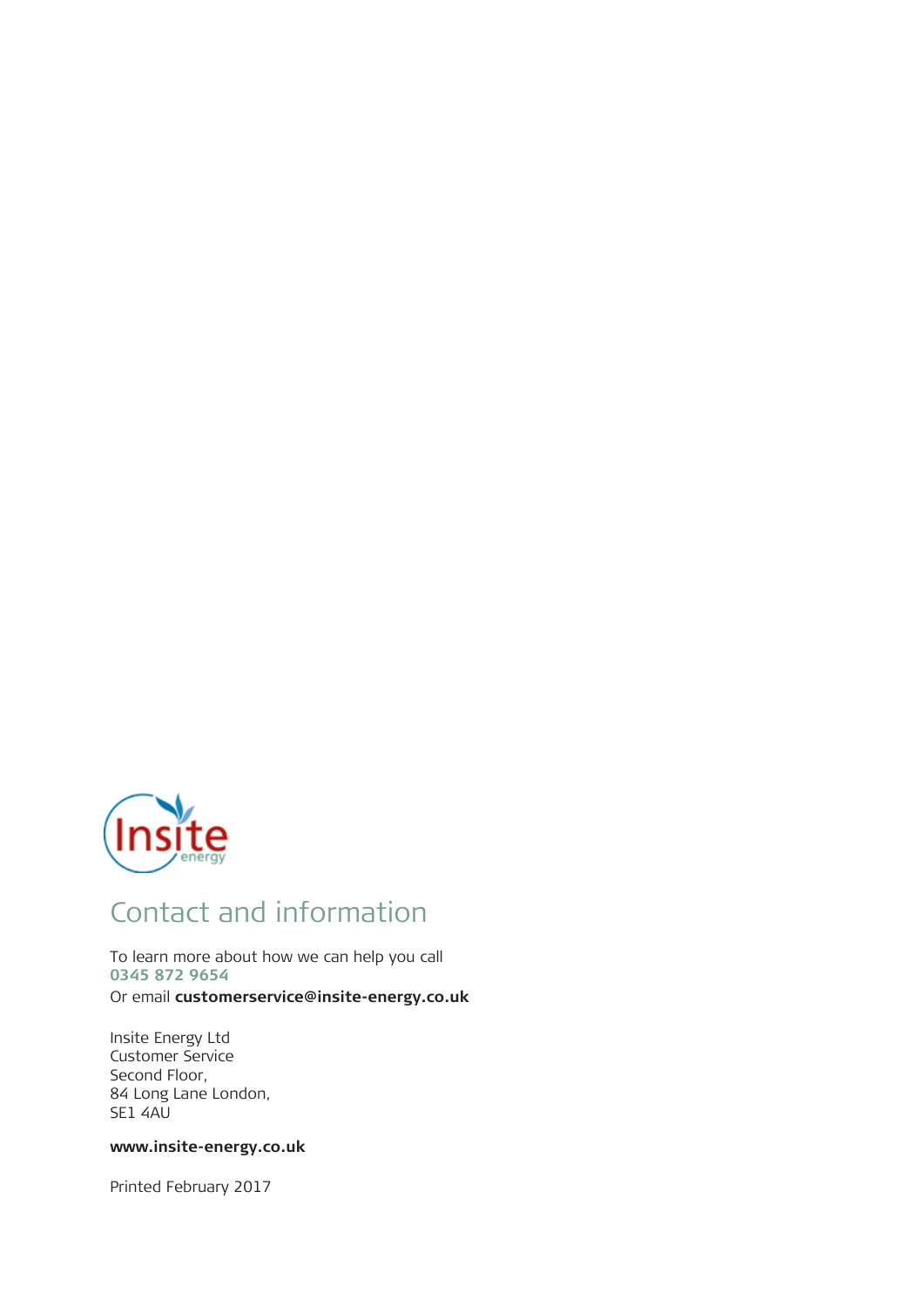## Contact and information

To learn more about how we can help you call
**0345 872 9654**
Or email **customerservice@insite-energy.co.uk**

Insite Energy Ltd
Customer Service
Second Floor,
84 Long Lane London,
SE1 4AU

**www.insite-energy.co.uk**

Printed February 2017